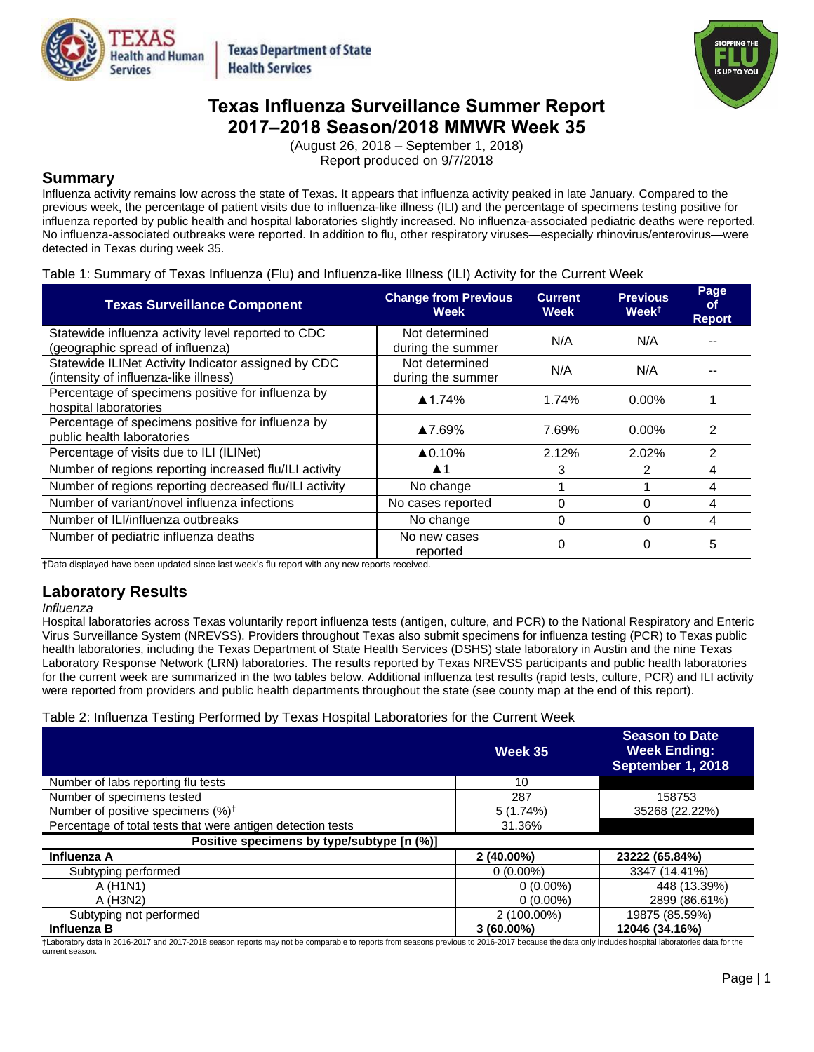# Texas Influenza Surveillance Summer Report 2017–2018 Season/2018 MMWR Week 35

(August 26, 2018 – September 1, 2018)
Report produced on 9/7/2018

## Summary

Influenza activity remains low across the state of Texas. It appears that influenza activity peaked in late January. Compared to the previous week, the percentage of patient visits due to influenza-like illness (ILI) and the percentage of specimens testing positive for influenza reported by public health and hospital laboratories slightly increased. No influenza-associated pediatric deaths were reported. No influenza-associated outbreaks were reported. In addition to flu, other respiratory viruses—especially rhinovirus/enterovirus—were detected in Texas during week 35.

Table 1: Summary of Texas Influenza (Flu) and Influenza-like Illness (ILI) Activity for the Current Week

| Texas Surveillance Component | Change from Previous Week | Current Week | Previous Week† | Page of Report |
|---|---|---|---|---|
| Statewide influenza activity level reported to CDC (geographic spread of influenza) | Not determined during the summer | N/A | N/A | -- |
| Statewide ILINet Activity Indicator assigned by CDC (intensity of influenza-like illness) | Not determined during the summer | N/A | N/A | -- |
| Percentage of specimens positive for influenza by hospital laboratories | ▲1.74% | 1.74% | 0.00% | 1 |
| Percentage of specimens positive for influenza by public health laboratories | ▲7.69% | 7.69% | 0.00% | 2 |
| Percentage of visits due to ILI (ILINet) | ▲0.10% | 2.12% | 2.02% | 2 |
| Number of regions reporting increased flu/ILI activity | ▲1 | 3 | 2 | 4 |
| Number of regions reporting decreased flu/ILI activity | No change | 1 | 1 | 4 |
| Number of variant/novel influenza infections | No cases reported | 0 | 0 | 4 |
| Number of ILI/influenza outbreaks | No change | 0 | 0 | 4 |
| Number of pediatric influenza deaths | No new cases reported | 0 | 0 | 5 |

†Data displayed have been updated since last week's flu report with any new reports received.

## Laboratory Results

*Influenza*

Hospital laboratories across Texas voluntarily report influenza tests (antigen, culture, and PCR) to the National Respiratory and Enteric Virus Surveillance System (NREVSS). Providers throughout Texas also submit specimens for influenza testing (PCR) to Texas public health laboratories, including the Texas Department of State Health Services (DSHS) state laboratory in Austin and the nine Texas Laboratory Response Network (LRN) laboratories. The results reported by Texas NREVSS participants and public health laboratories for the current week are summarized in the two tables below. Additional influenza test results (rapid tests, culture, PCR) and ILI activity were reported from providers and public health departments throughout the state (see county map at the end of this report).

Table 2: Influenza Testing Performed by Texas Hospital Laboratories for the Current Week

| | Week 35 | Season to Date Week Ending: September 1, 2018 |
|---|---|---|
| Number of labs reporting flu tests | 10 | |
| Number of specimens tested | 287 | 158753 |
| Number of positive specimens (%)† | 5 (1.74%) | 35268 (22.22%) |
| Percentage of total tests that were antigen detection tests | 31.36% | |
| **Positive specimens by type/subtype [n (%)]** | | |
| **Influenza A** | **2 (40.00%)** | **23222 (65.84%)** |
| Subtyping performed | 0 (0.00%) | 3347 (14.41%) |
| A (H1N1) | 0 (0.00%) | 448 (13.39%) |
| A (H3N2) | 0 (0.00%) | 2899 (86.61%) |
| Subtyping not performed | 2 (100.00%) | 19875 (85.59%) |
| **Influenza B** | **3 (60.00%)** | **12046 (34.16%)** |

†Laboratory data in 2016-2017 and 2017-2018 season reports may not be comparable to reports from seasons previous to 2016-2017 because the data only includes hospital laboratories data for the current season.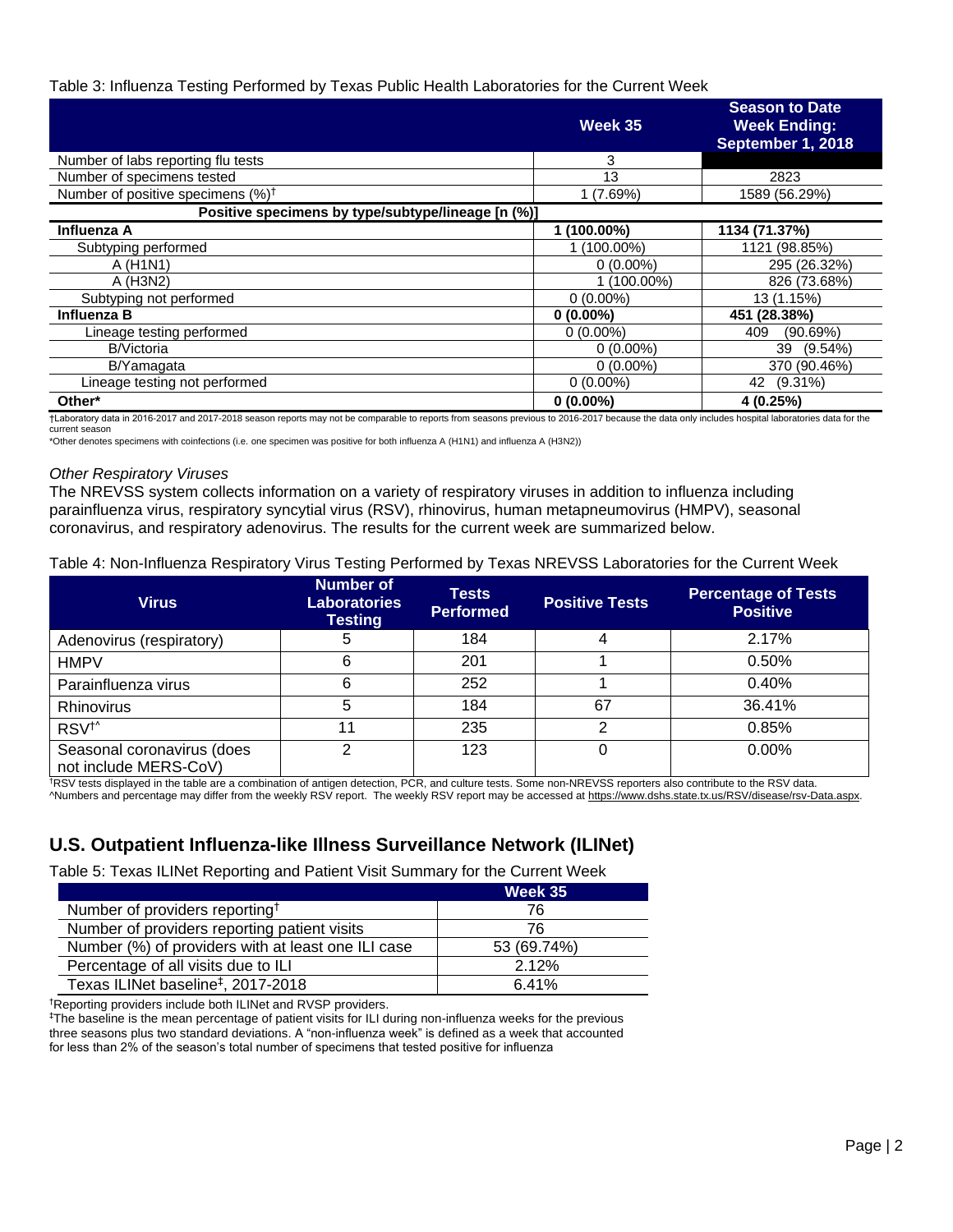Table 3: Influenza Testing Performed by Texas Public Health Laboratories for the Current Week

| | Week 35 | Season to Date Week Ending: September 1, 2018 |
|---|---|---|
| Number of labs reporting flu tests | 3 | |
| Number of specimens tested | 13 | 2823 |
| Number of positive specimens (%)[†] | 1 (7.69%) | 1589 (56.29%) |
| **Positive specimens by type/subtype/lineage [n (%)]** | | |
| **Influenza A** | **1 (100.00%)** | **1134 (71.37%)** |
| Subtyping performed | 1 (100.00%) | 1121 (98.85%) |
| A (H1N1) | 0 (0.00%) | 295 (26.32%) |
| A (H3N2) | 1 (100.00%) | 826 (73.68%) |
| Subtyping not performed | 0 (0.00%) | 13 (1.15%) |
| **Influenza B** | **0 (0.00%)** | **451 (28.38%)** |
| Lineage testing performed | 0 (0.00%) | 409 (90.69%) |
| B/Victoria | 0 (0.00%) | 39 (9.54%) |
| B/Yamagata | 0 (0.00%) | 370 (90.46%) |
| Lineage testing not performed | 0 (0.00%) | 42 (9.31%) |
| **Other*** | **0 (0.00%)** | **4 (0.25%)** |

†Laboratory data in 2016-2017 and 2017-2018 season reports may not be comparable to reports from seasons previous to 2016-2017 because the data only includes hospital laboratories data for the current season

*Other denotes specimens with coinfections (i.e. one specimen was positive for both influenza A (H1N1) and influenza A (H3N2))

*Other Respiratory Viruses*

The NREVSS system collects information on a variety of respiratory viruses in addition to influenza including parainfluenza virus, respiratory syncytial virus (RSV), rhinovirus, human metapneumovirus (HMPV), seasonal coronavirus, and respiratory adenovirus. The results for the current week are summarized below.

Table 4: Non-Influenza Respiratory Virus Testing Performed by Texas NREVSS Laboratories for the Current Week

| Virus | Number of Laboratories Testing | Tests Performed | Positive Tests | Percentage of Tests Positive |
|---|---|---|---|---|
| Adenovirus (respiratory) | 5 | 184 | 4 | 2.17% |
| HMPV | 6 | 201 | 1 | 0.50% |
| Parainfluenza virus | 6 | 252 | 1 | 0.40% |
| Rhinovirus | 5 | 184 | 67 | 36.41% |
| RSV[†^] | 11 | 235 | 2 | 0.85% |
| Seasonal coronavirus (does not include MERS-CoV) | 2 | 123 | 0 | 0.00% |

†RSV tests displayed in the table are a combination of antigen detection, PCR, and culture tests. Some non-NREVSS reporters also contribute to the RSV data.
^Numbers and percentage may differ from the weekly RSV report. The weekly RSV report may be accessed at https://www.dshs.state.tx.us/RSV/disease/rsv-Data.aspx.

## U.S. Outpatient Influenza-like Illness Surveillance Network (ILINet)

Table 5: Texas ILINet Reporting and Patient Visit Summary for the Current Week

| | Week 35 |
|---|---|
| Number of providers reporting[†] | 76 |
| Number of providers reporting patient visits | 76 |
| Number (%) of providers with at least one ILI case | 53 (69.74%) |
| Percentage of all visits due to ILI | 2.12% |
| Texas ILINet baseline[‡], 2017-2018 | 6.41% |

†Reporting providers include both ILINet and RVSP providers.
‡The baseline is the mean percentage of patient visits for ILI during non-influenza weeks for the previous three seasons plus two standard deviations. A "non-influenza week" is defined as a week that accounted for less than 2% of the season's total number of specimens that tested positive for influenza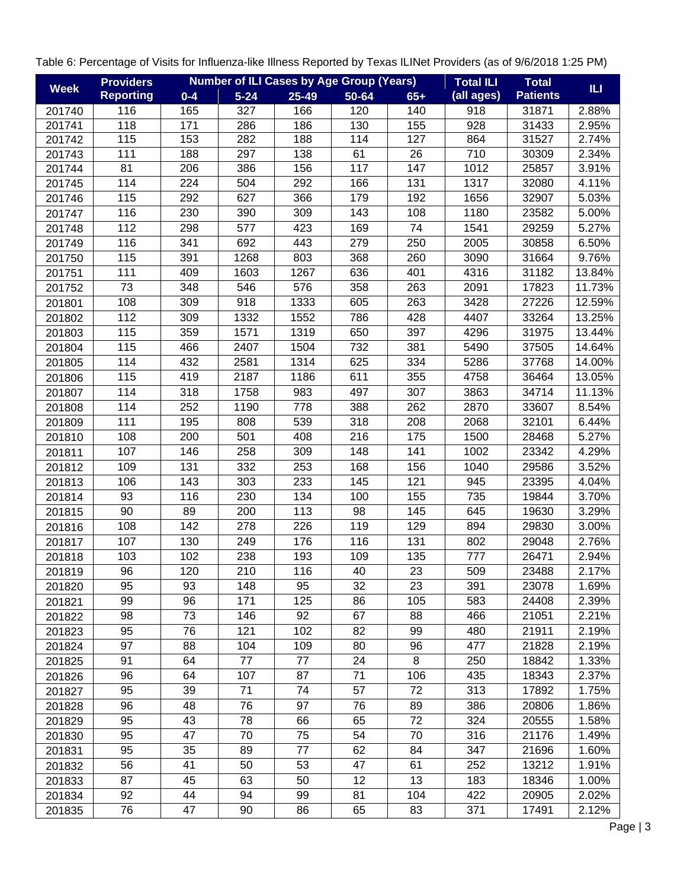Table 6: Percentage of Visits for Influenza-like Illness Reported by Texas ILINet Providers (as of 9/6/2018 1:25 PM)

| Week | Providers Reporting | Number of ILI Cases by Age Group (Years) | | | | | Total ILI (all ages) | Total Patients | ILI |
|---|---|---|---|---|---|---|---|---|---|
| | | 0-4 | 5-24 | 25-49 | 50-64 | 65+ | | | |
| 201740 | 116 | 165 | 327 | 166 | 120 | 140 | 918 | 31871 | 2.88% |
| 201741 | 118 | 171 | 286 | 186 | 130 | 155 | 928 | 31433 | 2.95% |
| 201742 | 115 | 153 | 282 | 188 | 114 | 127 | 864 | 31527 | 2.74% |
| 201743 | 111 | 188 | 297 | 138 | 61 | 26 | 710 | 30309 | 2.34% |
| 201744 | 81 | 206 | 386 | 156 | 117 | 147 | 1012 | 25857 | 3.91% |
| 201745 | 114 | 224 | 504 | 292 | 166 | 131 | 1317 | 32080 | 4.11% |
| 201746 | 115 | 292 | 627 | 366 | 179 | 192 | 1656 | 32907 | 5.03% |
| 201747 | 116 | 230 | 390 | 309 | 143 | 108 | 1180 | 23582 | 5.00% |
| 201748 | 112 | 298 | 577 | 423 | 169 | 74 | 1541 | 29259 | 5.27% |
| 201749 | 116 | 341 | 692 | 443 | 279 | 250 | 2005 | 30858 | 6.50% |
| 201750 | 115 | 391 | 1268 | 803 | 368 | 260 | 3090 | 31664 | 9.76% |
| 201751 | 111 | 409 | 1603 | 1267 | 636 | 401 | 4316 | 31182 | 13.84% |
| 201752 | 73 | 348 | 546 | 576 | 358 | 263 | 2091 | 17823 | 11.73% |
| 201801 | 108 | 309 | 918 | 1333 | 605 | 263 | 3428 | 27226 | 12.59% |
| 201802 | 112 | 309 | 1332 | 1552 | 786 | 428 | 4407 | 33264 | 13.25% |
| 201803 | 115 | 359 | 1571 | 1319 | 650 | 397 | 4296 | 31975 | 13.44% |
| 201804 | 115 | 466 | 2407 | 1504 | 732 | 381 | 5490 | 37505 | 14.64% |
| 201805 | 114 | 432 | 2581 | 1314 | 625 | 334 | 5286 | 37768 | 14.00% |
| 201806 | 115 | 419 | 2187 | 1186 | 611 | 355 | 4758 | 36464 | 13.05% |
| 201807 | 114 | 318 | 1758 | 983 | 497 | 307 | 3863 | 34714 | 11.13% |
| 201808 | 114 | 252 | 1190 | 778 | 388 | 262 | 2870 | 33607 | 8.54% |
| 201809 | 111 | 195 | 808 | 539 | 318 | 208 | 2068 | 32101 | 6.44% |
| 201810 | 108 | 200 | 501 | 408 | 216 | 175 | 1500 | 28468 | 5.27% |
| 201811 | 107 | 146 | 258 | 309 | 148 | 141 | 1002 | 23342 | 4.29% |
| 201812 | 109 | 131 | 332 | 253 | 168 | 156 | 1040 | 29586 | 3.52% |
| 201813 | 106 | 143 | 303 | 233 | 145 | 121 | 945 | 23395 | 4.04% |
| 201814 | 93 | 116 | 230 | 134 | 100 | 155 | 735 | 19844 | 3.70% |
| 201815 | 90 | 89 | 200 | 113 | 98 | 145 | 645 | 19630 | 3.29% |
| 201816 | 108 | 142 | 278 | 226 | 119 | 129 | 894 | 29830 | 3.00% |
| 201817 | 107 | 130 | 249 | 176 | 116 | 131 | 802 | 29048 | 2.76% |
| 201818 | 103 | 102 | 238 | 193 | 109 | 135 | 777 | 26471 | 2.94% |
| 201819 | 96 | 120 | 210 | 116 | 40 | 23 | 509 | 23488 | 2.17% |
| 201820 | 95 | 93 | 148 | 95 | 32 | 23 | 391 | 23078 | 1.69% |
| 201821 | 99 | 96 | 171 | 125 | 86 | 105 | 583 | 24408 | 2.39% |
| 201822 | 98 | 73 | 146 | 92 | 67 | 88 | 466 | 21051 | 2.21% |
| 201823 | 95 | 76 | 121 | 102 | 82 | 99 | 480 | 21911 | 2.19% |
| 201824 | 97 | 88 | 104 | 109 | 80 | 96 | 477 | 21828 | 2.19% |
| 201825 | 91 | 64 | 77 | 77 | 24 | 8 | 250 | 18842 | 1.33% |
| 201826 | 96 | 64 | 107 | 87 | 71 | 106 | 435 | 18343 | 2.37% |
| 201827 | 95 | 39 | 71 | 74 | 57 | 72 | 313 | 17892 | 1.75% |
| 201828 | 96 | 48 | 76 | 97 | 76 | 89 | 386 | 20806 | 1.86% |
| 201829 | 95 | 43 | 78 | 66 | 65 | 72 | 324 | 20555 | 1.58% |
| 201830 | 95 | 47 | 70 | 75 | 54 | 70 | 316 | 21176 | 1.49% |
| 201831 | 95 | 35 | 89 | 77 | 62 | 84 | 347 | 21696 | 1.60% |
| 201832 | 56 | 41 | 50 | 53 | 47 | 61 | 252 | 13212 | 1.91% |
| 201833 | 87 | 45 | 63 | 50 | 12 | 13 | 183 | 18346 | 1.00% |
| 201834 | 92 | 44 | 94 | 99 | 81 | 104 | 422 | 20905 | 2.02% |
| 201835 | 76 | 47 | 90 | 86 | 65 | 83 | 371 | 17491 | 2.12% |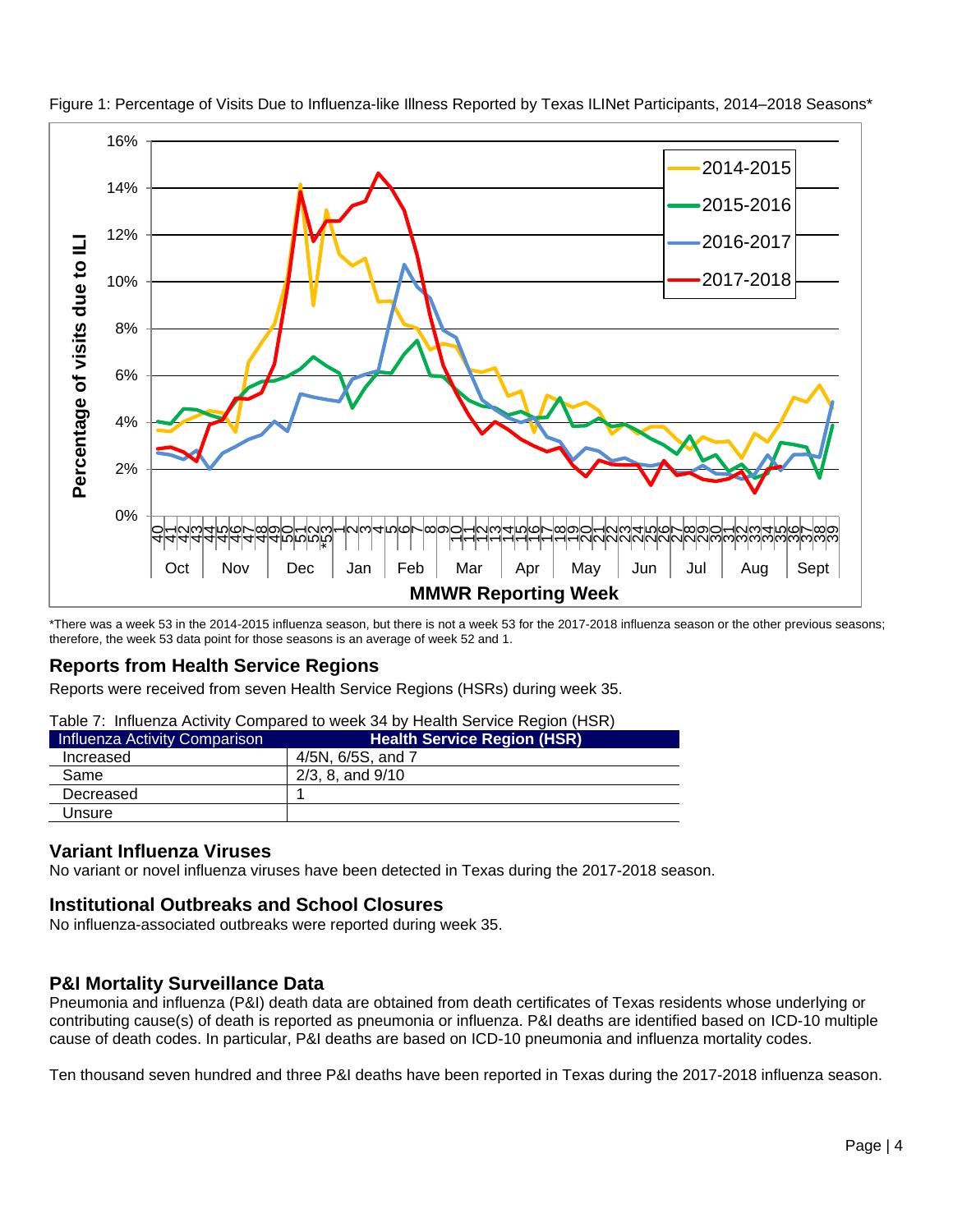Figure 1: Percentage of Visits Due to Influenza-like Illness Reported by Texas ILINet Participants, 2014–2018 Seasons*

*There was a week 53 in the 2014-2015 influenza season, but there is not a week 53 for the 2017-2018 influenza season or the other previous seasons; therefore, the week 53 data point for those seasons is an average of week 52 and 1.

## Reports from Health Service Regions

Reports were received from seven Health Service Regions (HSRs) during week 35.

Table 7: Influenza Activity Compared to week 34 by Health Service Region (HSR)

| Influenza Activity Comparison | Health Service Region (HSR) |
|---|---|
| Increased | 4/5N, 6/5S, and 7 |
| Same | 2/3, 8, and 9/10 |
| Decreased | 1 |
| Unsure | |

## Variant Influenza Viruses

No variant or novel influenza viruses have been detected in Texas during the 2017-2018 season.

## Institutional Outbreaks and School Closures

No influenza-associated outbreaks were reported during week 35.

## P&I Mortality Surveillance Data

Pneumonia and influenza (P&I) death data are obtained from death certificates of Texas residents whose underlying or contributing cause(s) of death is reported as pneumonia or influenza. P&I deaths are identified based on ICD-10 multiple cause of death codes. In particular, P&I deaths are based on ICD-10 pneumonia and influenza mortality codes.

Ten thousand seven hundred and three P&I deaths have been reported in Texas during the 2017-2018 influenza season.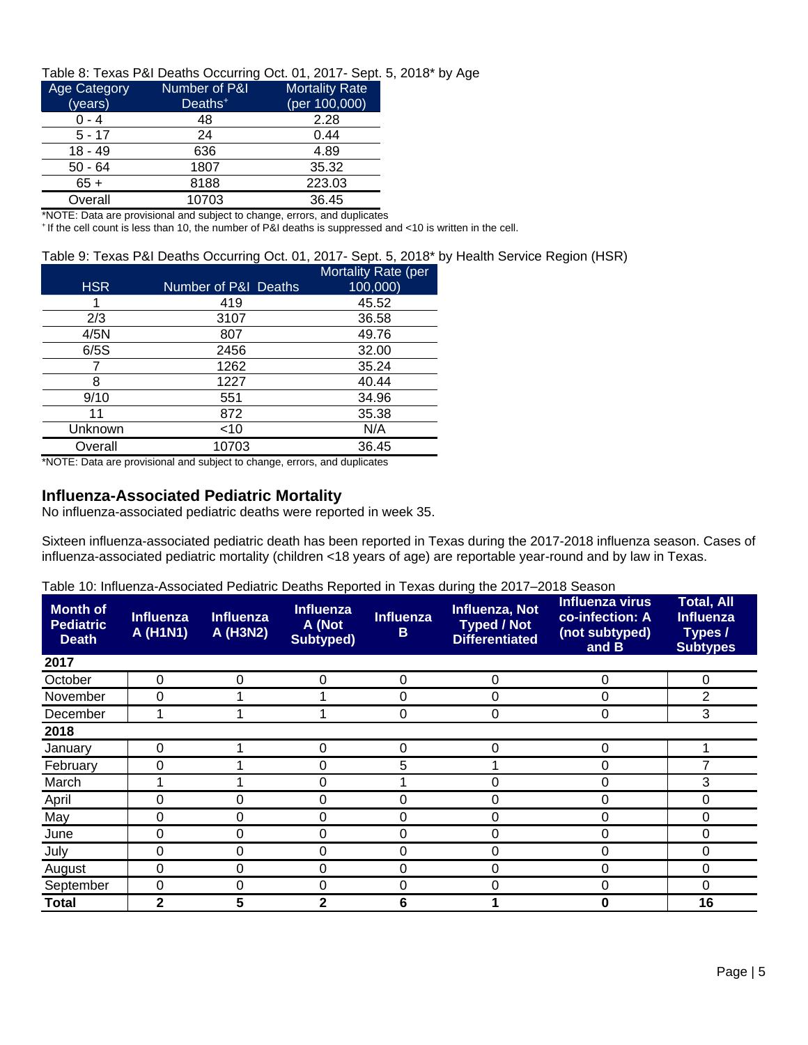Table 8: Texas P&I Deaths Occurring Oct. 01, 2017- Sept. 5, 2018* by Age

| Age Category (years) | Number of P&I Deaths+ | Mortality Rate (per 100,000) |
|---|---|---|
| 0 - 4 | 48 | 2.28 |
| 5 - 17 | 24 | 0.44 |
| 18 - 49 | 636 | 4.89 |
| 50 - 64 | 1807 | 35.32 |
| 65 + | 8188 | 223.03 |
| Overall | 10703 | 36.45 |

*NOTE: Data are provisional and subject to change, errors, and duplicates

+ If the cell count is less than 10, the number of P&I deaths is suppressed and <10 is written in the cell.

Table 9: Texas P&I Deaths Occurring Oct. 01, 2017- Sept. 5, 2018* by Health Service Region (HSR)

| HSR | Number of P&I Deaths | Mortality Rate (per 100,000) |
|---|---|---|
| 1 | 419 | 45.52 |
| 2/3 | 3107 | 36.58 |
| 4/5N | 807 | 49.76 |
| 6/5S | 2456 | 32.00 |
| 7 | 1262 | 35.24 |
| 8 | 1227 | 40.44 |
| 9/10 | 551 | 34.96 |
| 11 | 872 | 35.38 |
| Unknown | <10 | N/A |
| Overall | 10703 | 36.45 |

*NOTE: Data are provisional and subject to change, errors, and duplicates

## Influenza-Associated Pediatric Mortality

No influenza-associated pediatric deaths were reported in week 35.

Sixteen influenza-associated pediatric death has been reported in Texas during the 2017-2018 influenza season. Cases of influenza-associated pediatric mortality (children <18 years of age) are reportable year-round and by law in Texas.

Table 10: Influenza-Associated Pediatric Deaths Reported in Texas during the 2017–2018 Season

| Month of Pediatric Death | Influenza A (H1N1) | Influenza A (H3N2) | Influenza A (Not Subtyped) | Influenza B | Influenza, Not Typed / Not Differentiated | Influenza virus co-infection: A (not subtyped) and B | Total, All Influenza Types / Subtypes |
|---|---|---|---|---|---|---|---|
| **2017** | | | | | | | |
| October | 0 | 0 | 0 | 0 | 0 | 0 | 0 |
| November | 0 | 1 | 1 | 0 | 0 | 0 | 2 |
| December | 1 | 1 | 1 | 0 | 0 | 0 | 3 |
| **2018** | | | | | | | |
| January | 0 | 1 | 0 | 0 | 0 | 0 | 1 |
| February | 0 | 1 | 0 | 5 | 1 | 0 | 7 |
| March | 1 | 1 | 0 | 1 | 0 | 0 | 3 |
| April | 0 | 0 | 0 | 0 | 0 | 0 | 0 |
| May | 0 | 0 | 0 | 0 | 0 | 0 | 0 |
| June | 0 | 0 | 0 | 0 | 0 | 0 | 0 |
| July | 0 | 0 | 0 | 0 | 0 | 0 | 0 |
| August | 0 | 0 | 0 | 0 | 0 | 0 | 0 |
| September | 0 | 0 | 0 | 0 | 0 | 0 | 0 |
| **Total** | **2** | **5** | **2** | **6** | **1** | **0** | **16** |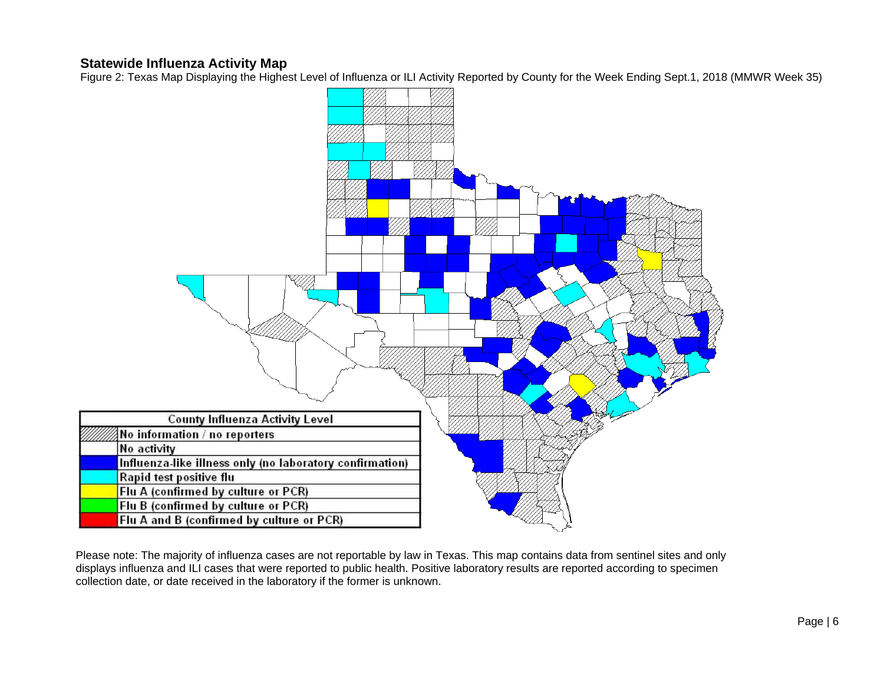## Statewide Influenza Activity Map

Figure 2: Texas Map Displaying the Highest Level of Influenza or ILI Activity Reported by County for the Week Ending Sept.1, 2018 (MMWR Week 35)

| County Influenza Activity Level |
| --- |
| No information / no reporters |
| No activity |
| Influenza-like illness only (no laboratory confirmation) |
| Rapid test positive flu |
| Flu A (confirmed by culture or PCR) |
| Flu B (confirmed by culture or PCR) |
| Flu A and B (confirmed by culture or PCR) |

Please note: The majority of influenza cases are not reportable by law in Texas. This map contains data from sentinel sites and only displays influenza and ILI cases that were reported to public health. Positive laboratory results are reported according to specimen collection date, or date received in the laboratory if the former is unknown.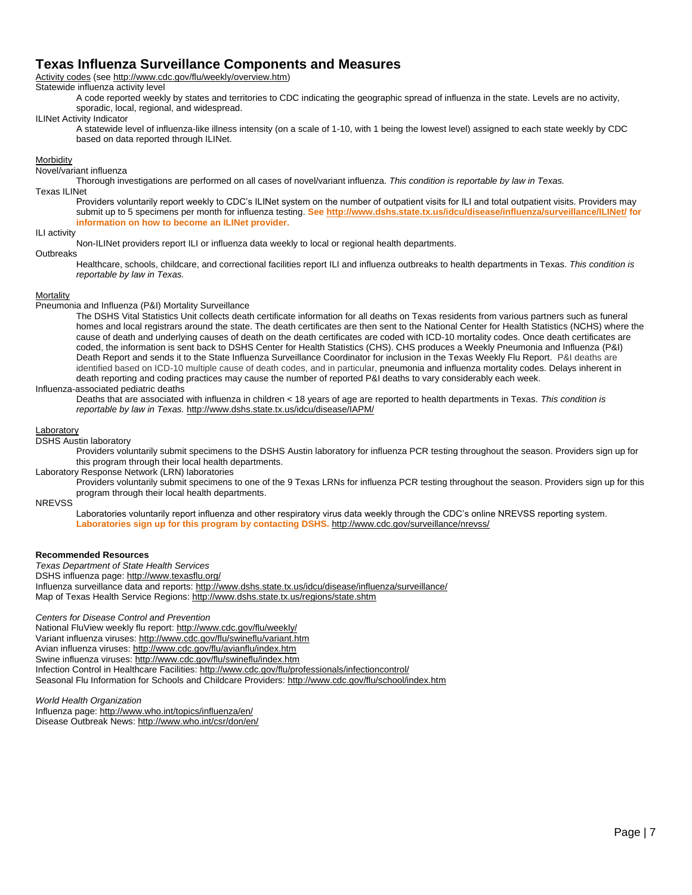# Texas Influenza Surveillance Components and Measures

Activity codes (see http://www.cdc.gov/flu/weekly/overview.htm)

Statewide influenza activity level

A code reported weekly by states and territories to CDC indicating the geographic spread of influenza in the state. Levels are no activity, sporadic, local, regional, and widespread.

ILINet Activity Indicator

A statewide level of influenza-like illness intensity (on a scale of 1-10, with 1 being the lowest level) assigned to each state weekly by CDC based on data reported through ILINet.

Morbidity

Novel/variant influenza

Thorough investigations are performed on all cases of novel/variant influenza. *This condition is reportable by law in Texas.*

Texas ILINet

Providers voluntarily report weekly to CDC's ILINet system on the number of outpatient visits for ILI and total outpatient visits. Providers may submit up to 5 specimens per month for influenza testing. **See http://www.dshs.state.tx.us/idcu/disease/influenza/surveillance/ILINet/ for information on how to become an ILINet provider.**

ILI activity

Non-ILINet providers report ILI or influenza data weekly to local or regional health departments.

Outbreaks

Healthcare, schools, childcare, and correctional facilities report ILI and influenza outbreaks to health departments in Texas. *This condition is reportable by law in Texas.*

Mortality

Pneumonia and Influenza (P&I) Mortality Surveillance

The DSHS Vital Statistics Unit collects death certificate information for all deaths on Texas residents from various partners such as funeral homes and local registrars around the state. The death certificates are then sent to the National Center for Health Statistics (NCHS) where the cause of death and underlying causes of death on the death certificates are coded with ICD-10 mortality codes. Once death certificates are coded, the information is sent back to DSHS Center for Health Statistics (CHS). CHS produces a Weekly Pneumonia and Influenza (P&I) Death Report and sends it to the State Influenza Surveillance Coordinator for inclusion in the Texas Weekly Flu Report. P&I deaths are identified based on ICD-10 multiple cause of death codes, and in particular, pneumonia and influenza mortality codes. Delays inherent in death reporting and coding practices may cause the number of reported P&I deaths to vary considerably each week.

Influenza-associated pediatric deaths

Deaths that are associated with influenza in children < 18 years of age are reported to health departments in Texas. *This condition is reportable by law in Texas.* http://www.dshs.state.tx.us/idcu/disease/IAPM/

Laboratory

DSHS Austin laboratory

Providers voluntarily submit specimens to the DSHS Austin laboratory for influenza PCR testing throughout the season. Providers sign up for this program through their local health departments.

Laboratory Response Network (LRN) laboratories

Providers voluntarily submit specimens to one of the 9 Texas LRNs for influenza PCR testing throughout the season. Providers sign up for this program through their local health departments.

NREVSS

Laboratories voluntarily report influenza and other respiratory virus data weekly through the CDC's online NREVSS reporting system. **Laboratories sign up for this program by contacting DSHS.** http://www.cdc.gov/surveillance/nrevss/

**Recommended Resources**

*Texas Department of State Health Services*

DSHS influenza page: http://www.texasflu.org/

Influenza surveillance data and reports: http://www.dshs.state.tx.us/idcu/disease/influenza/surveillance/

Map of Texas Health Service Regions: http://www.dshs.state.tx.us/regions/state.shtm

*Centers for Disease Control and Prevention*

National FluView weekly flu report: http://www.cdc.gov/flu/weekly/

Variant influenza viruses: http://www.cdc.gov/flu/swineflu/variant.htm

Avian influenza viruses: http://www.cdc.gov/flu/avianflu/index.htm

Swine influenza viruses: http://www.cdc.gov/flu/swineflu/index.htm

Infection Control in Healthcare Facilities: http://www.cdc.gov/flu/professionals/infectioncontrol/

Seasonal Flu Information for Schools and Childcare Providers: http://www.cdc.gov/flu/school/index.htm

*World Health Organization*

Influenza page: http://www.who.int/topics/influenza/en/

Disease Outbreak News: http://www.who.int/csr/don/en/